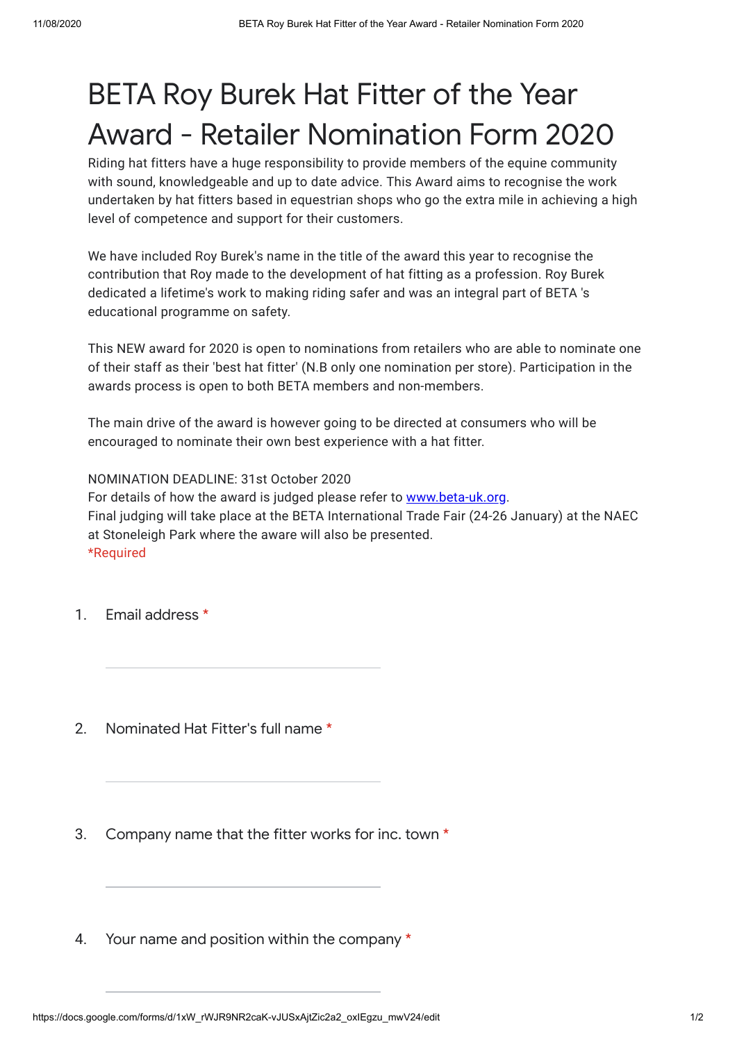# BETA Roy Burek Hat Fitter of the Year Award - Retailer Nomination Form 2020

Riding hat fitters have a huge responsibility to provide members of the equine community with sound, knowledgeable and up to date advice. This Award aims to recognise the work undertaken by hat fitters based in equestrian shops who go the extra mile in achieving a high level of competence and support for their customers.

We have included Roy Burek's name in the title of the award this year to recognise the contribution that Roy made to the development of hat fitting as a profession. Roy Burek dedicated a lifetime's work to making riding safer and was an integral part of BETA 's educational programme on safety.

This NEW award for 2020 is open to nominations from retailers who are able to nominate one of their staff as their 'best hat fitter' (N.B only one nomination per store). Participation in the awards process is open to both BETA members and non-members.

The main drive of the award is however going to be directed at consumers who will be encouraged to nominate their own best experience with a hat fitter.

NOMINATION DEADLINE: 31st October 2020
For details of how the award is judged please refer to [www.beta-uk.org](www.beta-uk.org).
Final judging will take place at the BETA International Trade Fair (24-26 January) at the NAEC at Stoneleigh Park where the aware will also be presented.
*Required

1. Email address *

\_\_\_\_\_\_\_\_\_\_\_\_\_\_\_\_\_\_\_\_\_\_\_\_\_\_\_\_\_\_\_\_

2. Nominated Hat Fitter's full name *

\_\_\_\_\_\_\_\_\_\_\_\_\_\_\_\_\_\_\_\_\_\_\_\_\_\_\_\_\_\_\_\_

3. Company name that the fitter works for inc. town *

\_\_\_\_\_\_\_\_\_\_\_\_\_\_\_\_\_\_\_\_\_\_\_\_\_\_\_\_\_\_\_\_

4. Your name and position within the company *

\_\_\_\_\_\_\_\_\_\_\_\_\_\_\_\_\_\_\_\_\_\_\_\_\_\_\_\_\_\_\_\_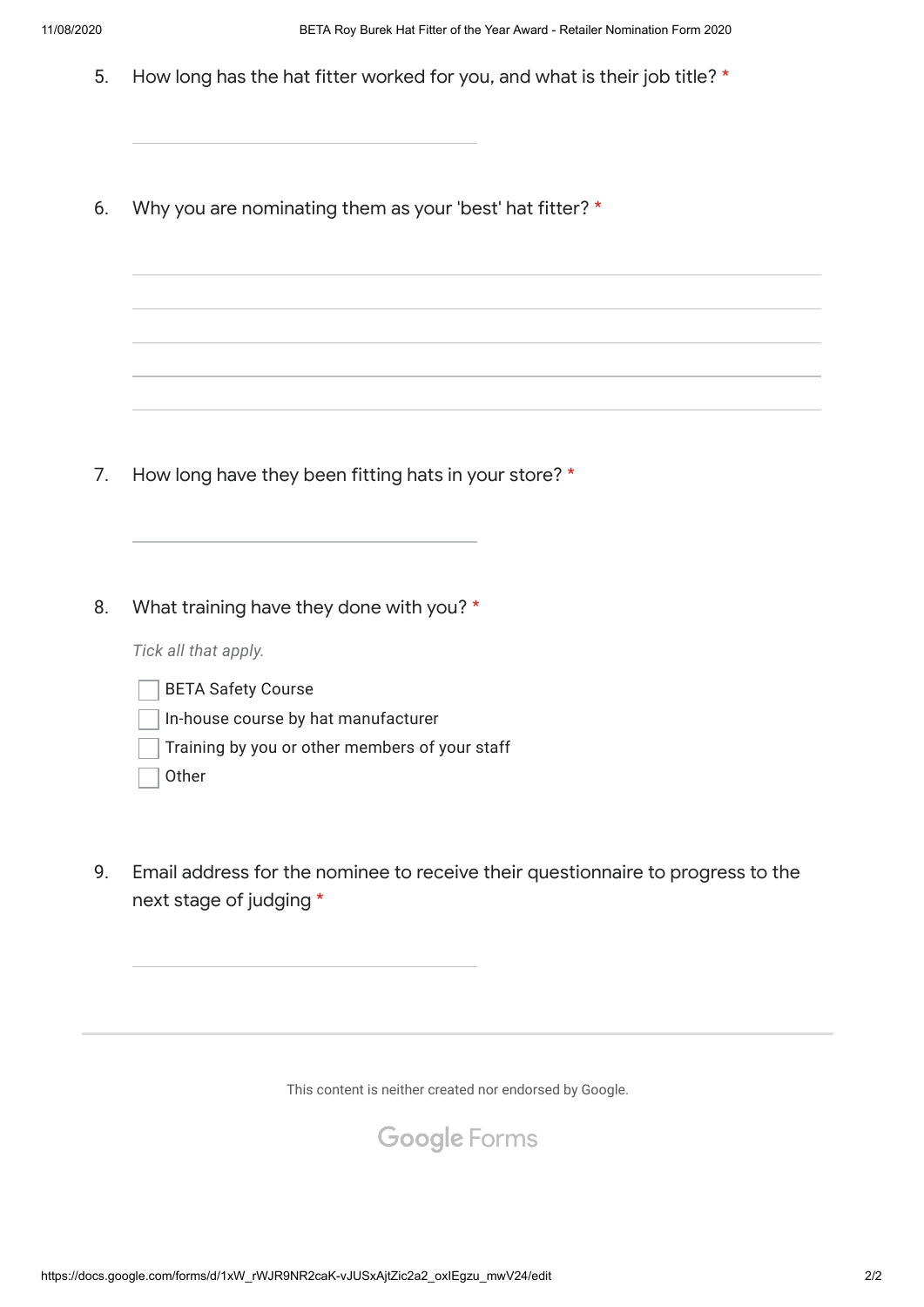5. How long has the hat fitter worked for you, and what is their job title? *

6. Why you are nominating them as your 'best' hat fitter? *

7. How long have they been fitting hats in your store? *

8. What training have they done with you? *

*Tick all that apply.*

- [ ] BETA Safety Course
- [ ] In-house course by hat manufacturer
- [ ] Training by you or other members of your staff
- [ ] Other

9. Email address for the nominee to receive their questionnaire to progress to the next stage of judging *

This content is neither created nor endorsed by Google.

Google Forms